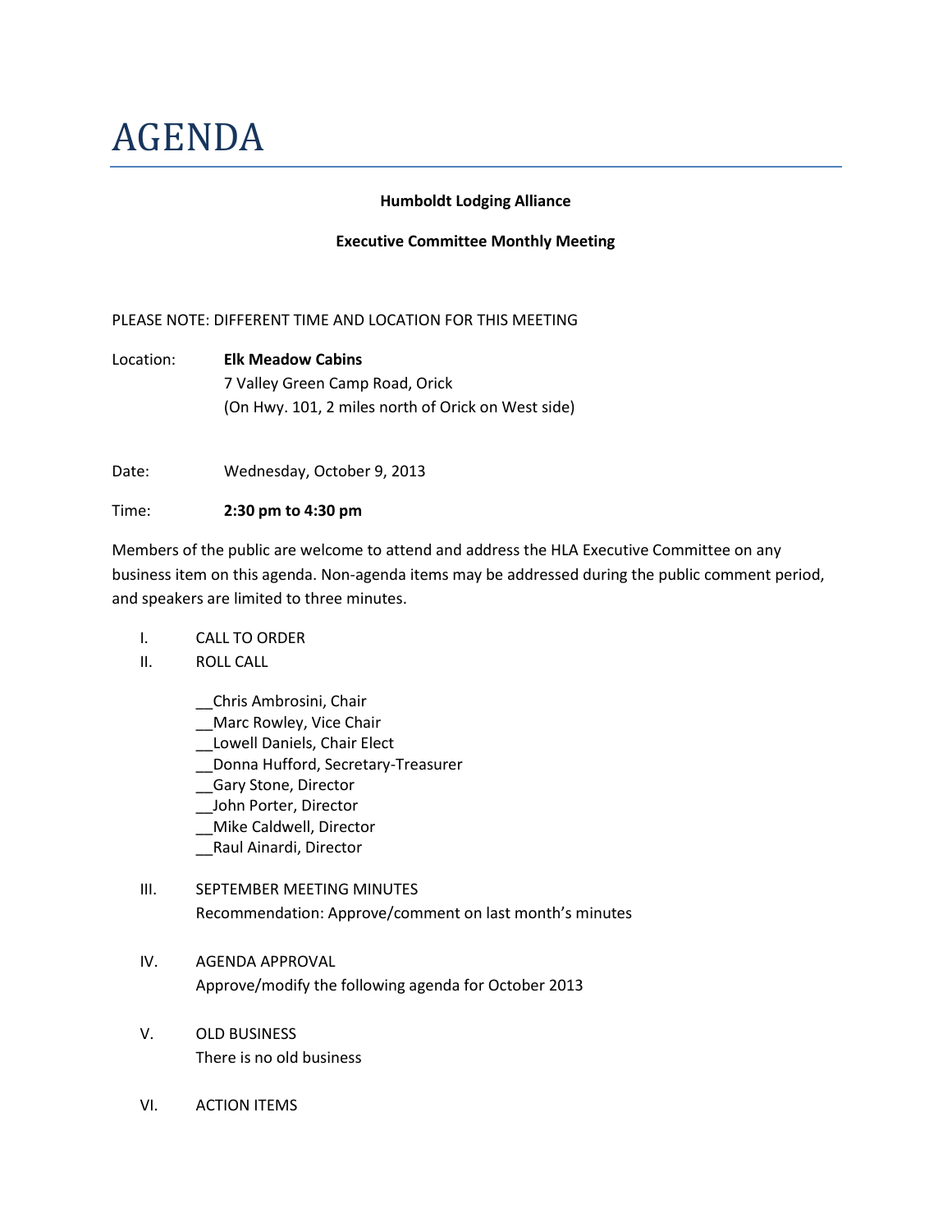# AGENDA

**Humboldt Lodging Alliance**

**Executive Committee Monthly Meeting**

PLEASE NOTE: DIFFERENT TIME AND LOCATION FOR THIS MEETING

Location: **Elk Meadow Cabins**
7 Valley Green Camp Road, Orick
(On Hwy. 101, 2 miles north of Orick on West side)

Date: Wednesday, October 9, 2013

Time: **2:30 pm to 4:30 pm**

Members of the public are welcome to attend and address the HLA Executive Committee on any business item on this agenda. Non-agenda items may be addressed during the public comment period, and speakers are limited to three minutes.

I. CALL TO ORDER

II. ROLL CALL

__Chris Ambrosini, Chair
__Marc Rowley, Vice Chair
__Lowell Daniels, Chair Elect
__Donna Hufford, Secretary-Treasurer
__Gary Stone, Director
__John Porter, Director
__Mike Caldwell, Director
__Raul Ainardi, Director

III. SEPTEMBER MEETING MINUTES
Recommendation: Approve/comment on last month's minutes

IV. AGENDA APPROVAL
Approve/modify the following agenda for October 2013

V. OLD BUSINESS
There is no old business

VI. ACTION ITEMS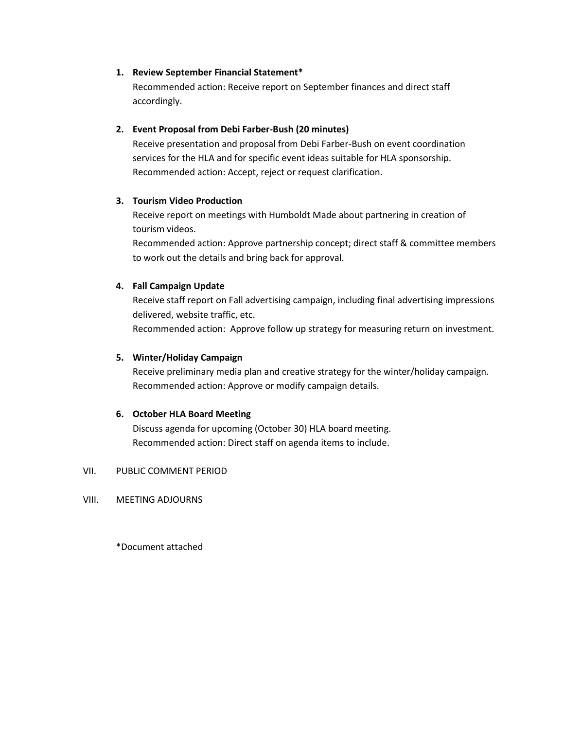1. **Review September Financial Statement***
   Recommended action: Receive report on September finances and direct staff accordingly.

2. **Event Proposal from Debi Farber-Bush (20 minutes)**
   Receive presentation and proposal from Debi Farber-Bush on event coordination services for the HLA and for specific event ideas suitable for HLA sponsorship.
   Recommended action: Accept, reject or request clarification.

3. **Tourism Video Production**
   Receive report on meetings with Humboldt Made about partnering in creation of tourism videos.
   Recommended action: Approve partnership concept; direct staff & committee members to work out the details and bring back for approval.

4. **Fall Campaign Update**
   Receive staff report on Fall advertising campaign, including final advertising impressions delivered, website traffic, etc.
   Recommended action: Approve follow up strategy for measuring return on investment.

5. **Winter/Holiday Campaign**
   Receive preliminary media plan and creative strategy for the winter/holiday campaign.
   Recommended action: Approve or modify campaign details.

6. **October HLA Board Meeting**
   Discuss agenda for upcoming (October 30) HLA board meeting.
   Recommended action: Direct staff on agenda items to include.

VII. PUBLIC COMMENT PERIOD

VIII. MEETING ADJOURNS

*Document attached